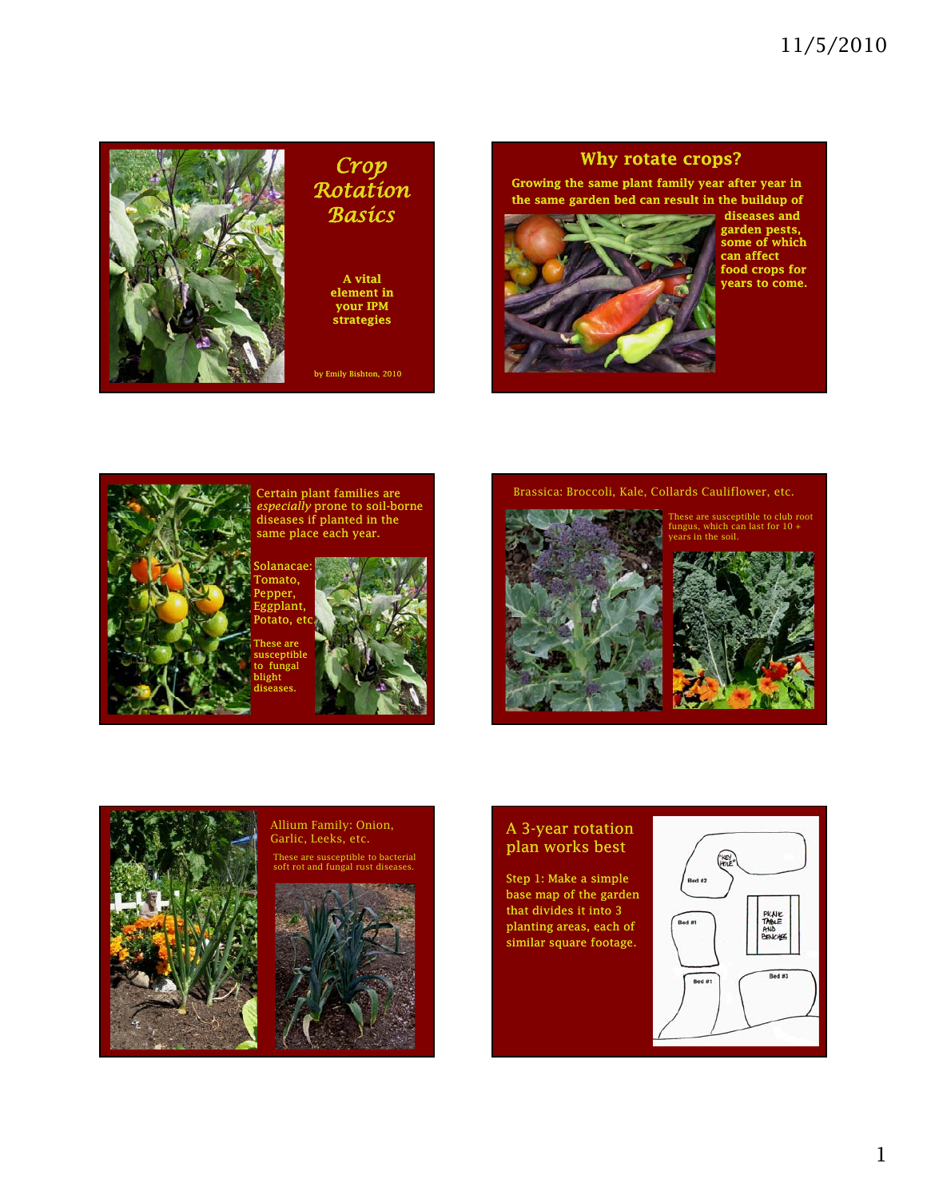# Crop Rotation Basics

A vital element in your IPM strategies

by Emily Bishton, 2010

## Why rotate crops?

Growing the same plant family year after year in the same garden bed can result in the buildup of diseases and garden pests, some of which can affect food crops for years to come.

Certain plant families are *especially* prone to soil-borne diseases if planted in the same place each year.

Solanacae: Tomato, Pepper, Eggplant, Potato, etc.

These are susceptible to fungal blight diseases.

Brassica: Broccoli, Kale, Collards Cauliflower, etc.

These are susceptible to club root fungus, which can last for 10 + years in the soil.

Allium Family: Onion, Garlic, Leeks, etc.

These are susceptible to bacterial soft rot and fungal rust diseases.

## A 3-year rotation plan works best

Step 1: Make a simple base map of the garden that divides it into 3 planting areas, each of similar square footage.

Bed #2

"KEY HOLE"

Bed #1

PICNIC TABLE AND BENCHES

Bed #1

Bed #3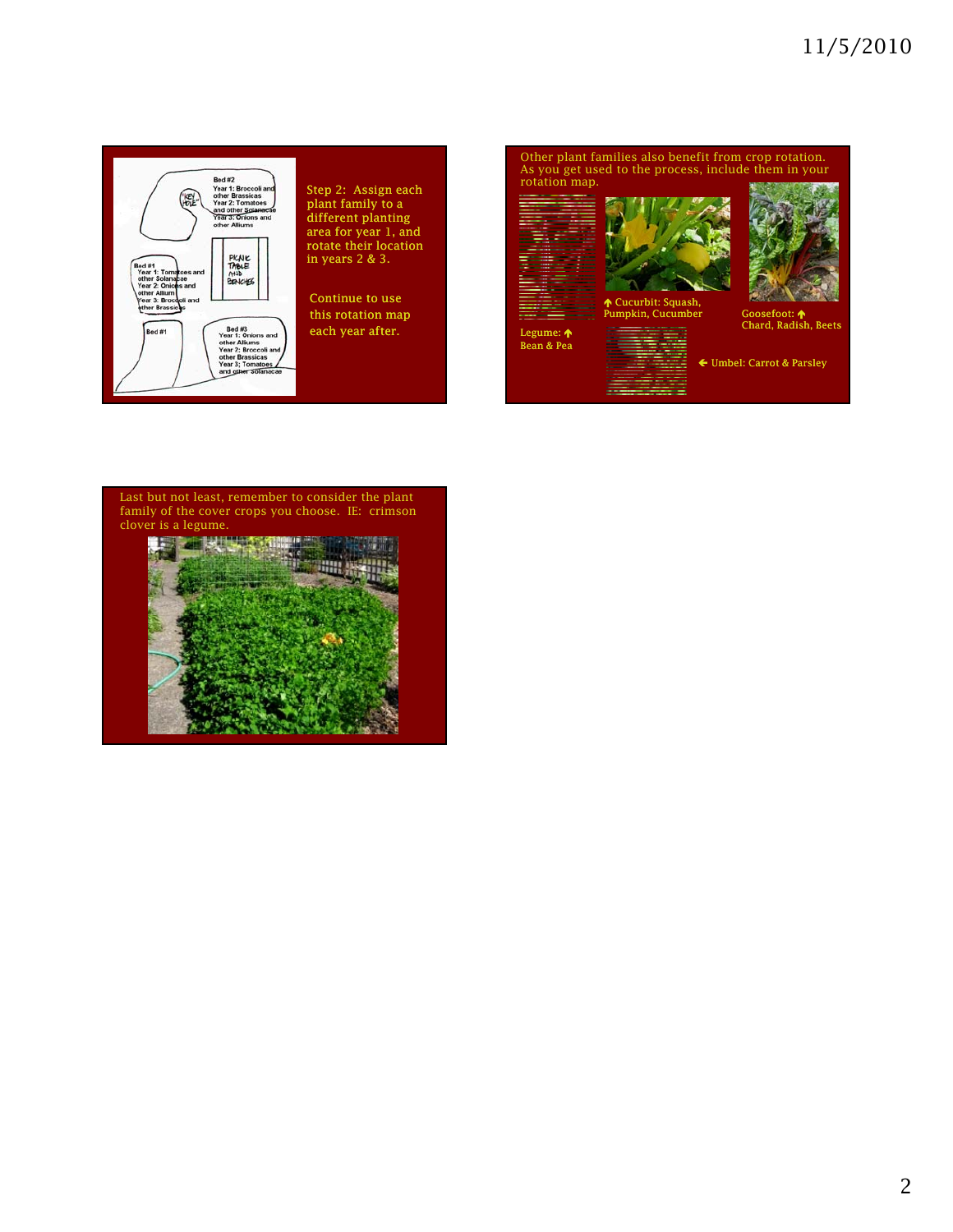Bed #2
Year 1: Broccoli and other Brassicas
Year 2: Tomatoes and other Solanacae
Year 3: Onions and other Alliums

"KEY HOLE"

PICNIC TABLE AND BENCHES

Bed #1
Year 1: Tomatoes and other Solanacae
Year 2: Onions and other Allium
Year 3: Broccoli and other Brassicas

Bed #1

Bed #3
Year 1: Onions and other Alliums
Year 2: Broccoli and other Brassicas
Year 3: Tomatoes and other Solanacae

Step 2: Assign each plant family to a different planting area for year 1, and rotate their location in years 2 & 3.

Continue to use this rotation map each year after.

Other plant families also benefit from crop rotation. As you get used to the process, include them in your rotation map.

Legume: ↑
Bean & Pea

↑ Cucurbit: Squash, Pumpkin, Cucumber

Goosefoot: ↑
Chard, Radish, Beets

← Umbel: Carrot & Parsley

Last but not least, remember to consider the plant family of the cover crops you choose. IE: crimson clover is a legume.